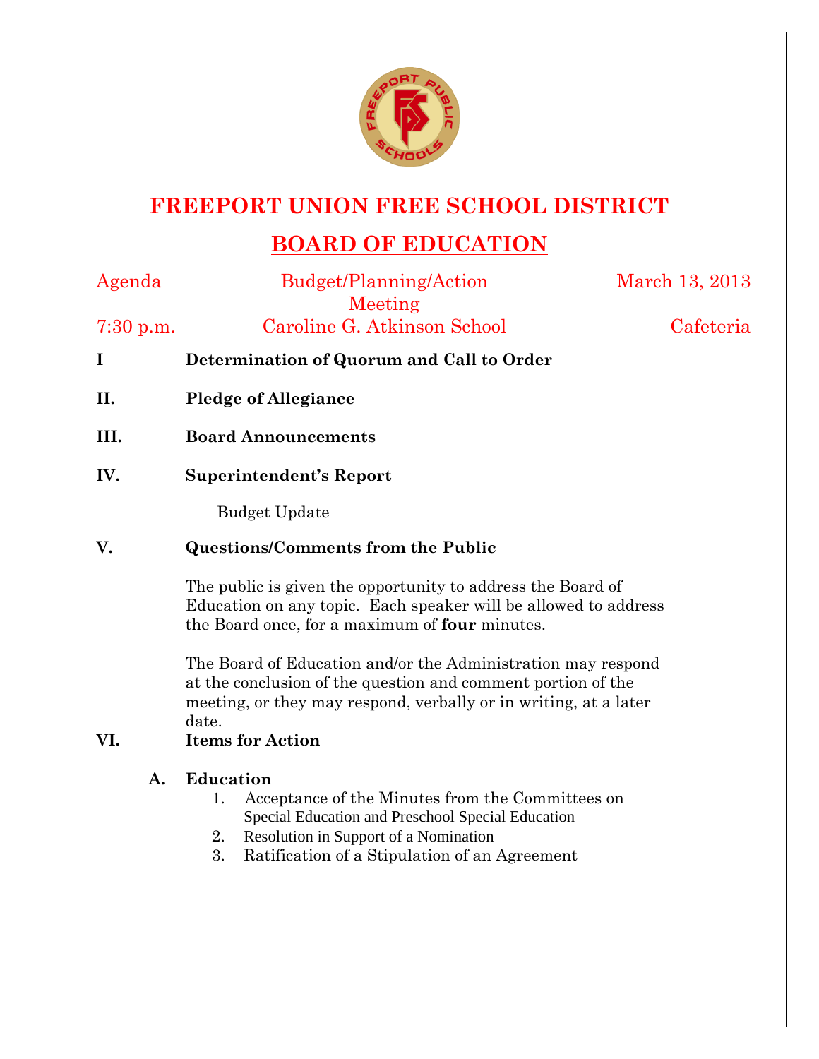# FREEPORT UNION FREE SCHOOL DISTRICT

## BOARD OF EDUCATION

Agenda | Budget/Planning/Action Meeting | March 13, 2013

7:30 p.m. | Caroline G. Atkinson School | Cafeteria

**I Determination of Quorum and Call to Order**

**II. Pledge of Allegiance**

**III. Board Announcements**

**IV. Superintendent's Report**

Budget Update

**V. Questions/Comments from the Public**

The public is given the opportunity to address the Board of Education on any topic. Each speaker will be allowed to address the Board once, for a maximum of **four** minutes.

The Board of Education and/or the Administration may respond at the conclusion of the question and comment portion of the meeting, or they may respond, verbally or in writing, at a later date.

**VI. Items for Action**

**A. Education**

1. Acceptance of the Minutes from the Committees on Special Education and Preschool Special Education
2. Resolution in Support of a Nomination
3. Ratification of a Stipulation of an Agreement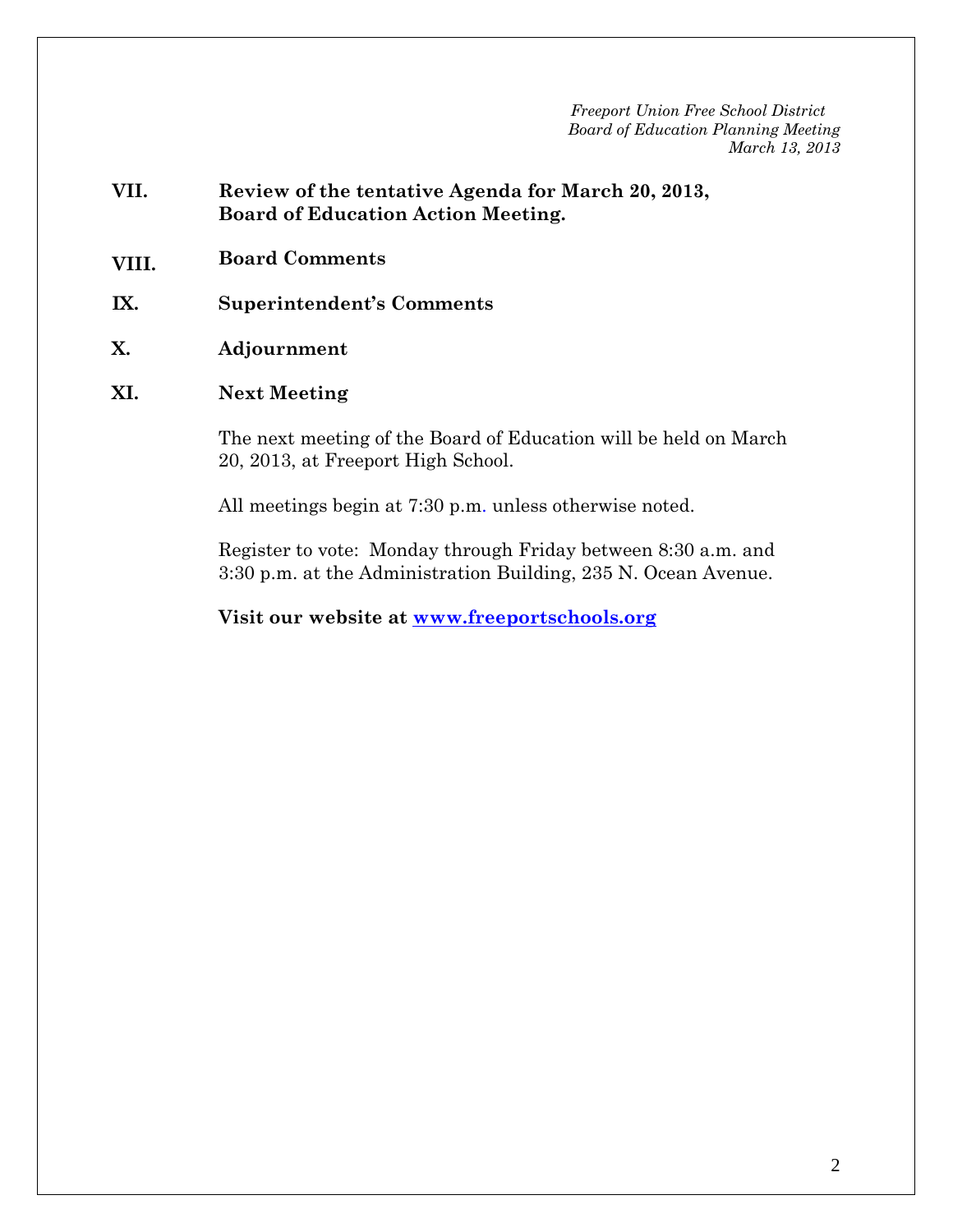*Freeport Union Free School District*
*Board of Education Planning Meeting*
*March 13, 2013*

**VII. Review of the tentative Agenda for March 20, 2013, Board of Education Action Meeting.**

**VIII. Board Comments**

**IX. Superintendent's Comments**

**X. Adjournment**

**XI. Next Meeting**

The next meeting of the Board of Education will be held on March 20, 2013, at Freeport High School.

All meetings begin at 7:30 p.m. unless otherwise noted.

Register to vote: Monday through Friday between 8:30 a.m. and 3:30 p.m. at the Administration Building, 235 N. Ocean Avenue.

**Visit our website at [www.freeportschools.org](http://www.freeportschools.org)**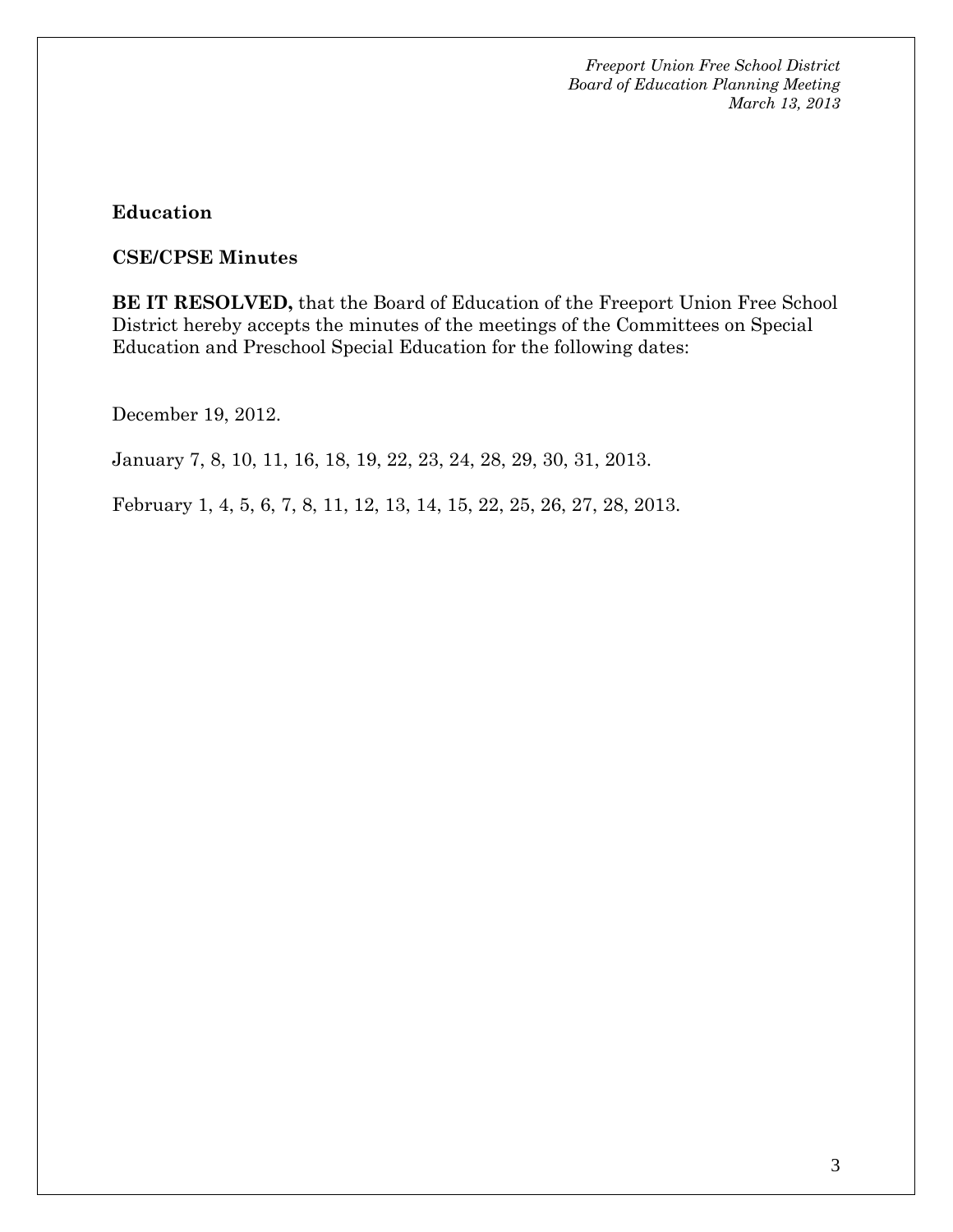**Education**

**CSE/CPSE Minutes**

**BE IT RESOLVED,** that the Board of Education of the Freeport Union Free School District hereby accepts the minutes of the meetings of the Committees on Special Education and Preschool Special Education for the following dates:

December 19, 2012.

January 7, 8, 10, 11, 16, 18, 19, 22, 23, 24, 28, 29, 30, 31, 2013.

February 1, 4, 5, 6, 7, 8, 11, 12, 13, 14, 15, 22, 25, 26, 27, 28, 2013.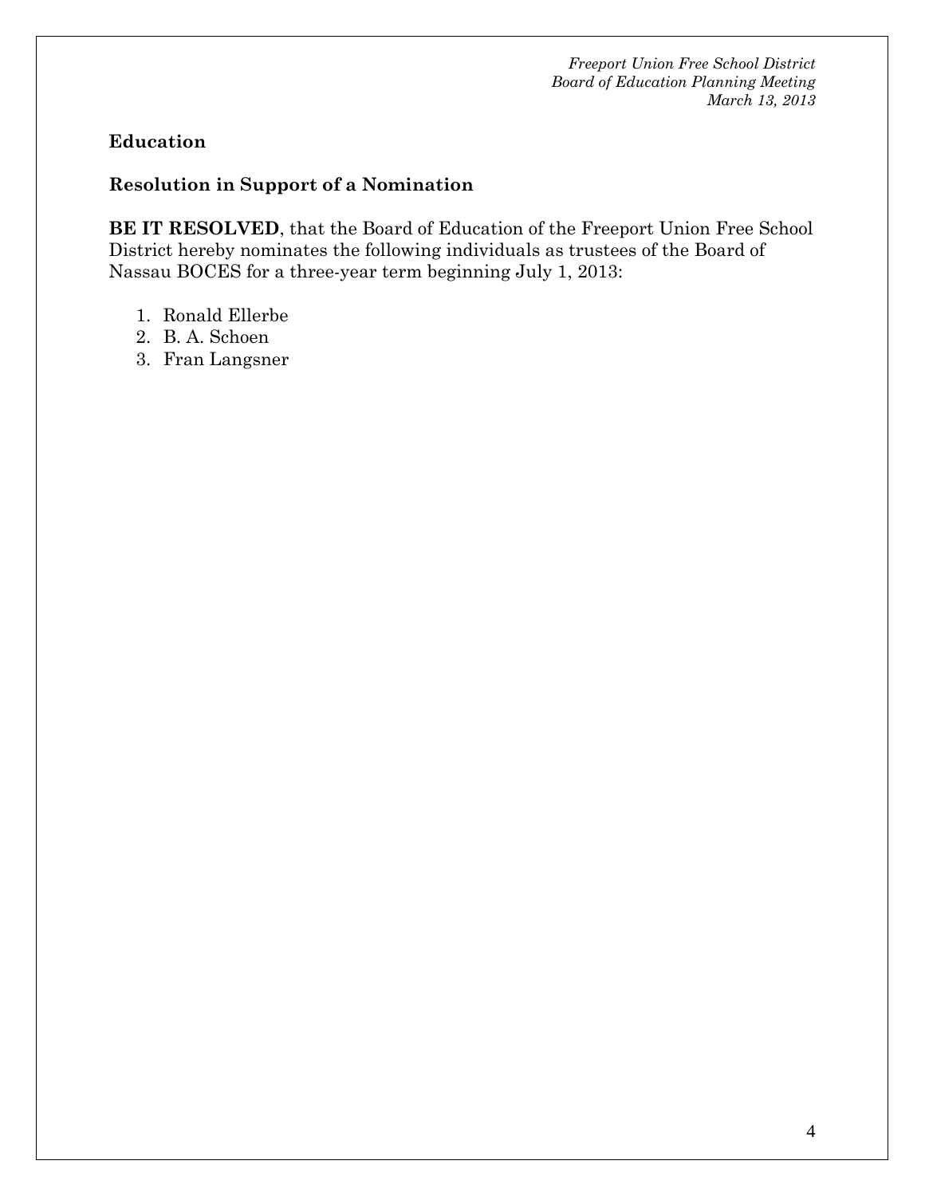**Education**

**Resolution in Support of a Nomination**

**BE IT RESOLVED**, that the Board of Education of the Freeport Union Free School District hereby nominates the following individuals as trustees of the Board of Nassau BOCES for a three-year term beginning July 1, 2013:

1. Ronald Ellerbe
2. B. A. Schoen
3. Fran Langsner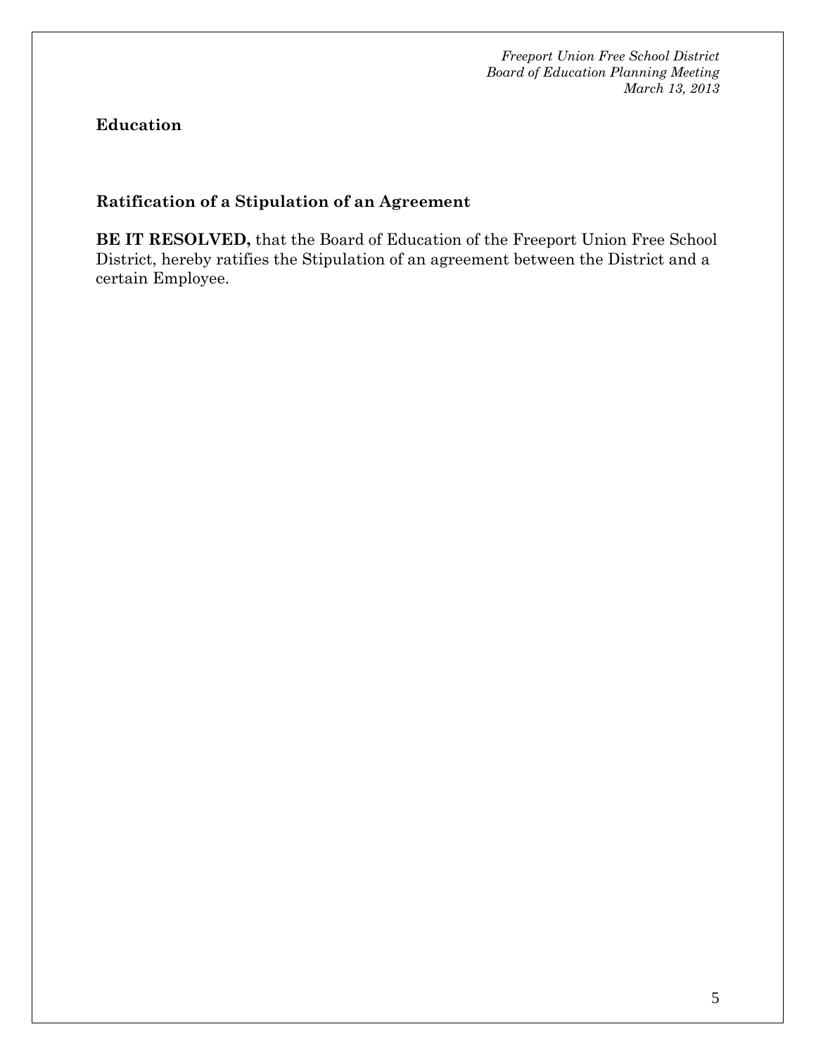**Education**

**Ratification of a Stipulation of an Agreement**

**BE IT RESOLVED,** that the Board of Education of the Freeport Union Free School District, hereby ratifies the Stipulation of an agreement between the District and a certain Employee.